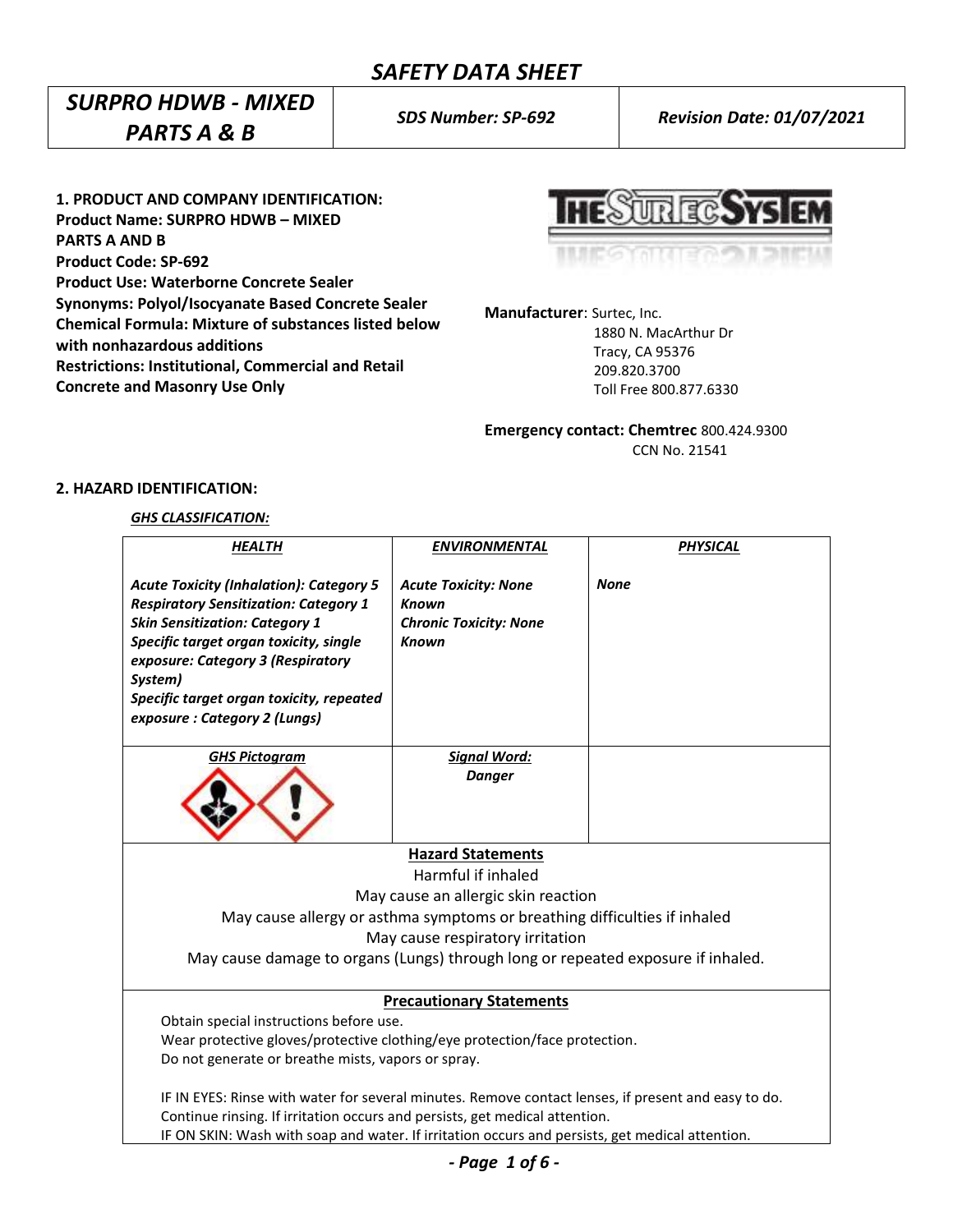# SAFETY DATA SHEET

| SURPRO HDWB - MIXED PARTS A & B | SDS Number: SP-692 | Revision Date: 01/07/2021 |
|---|---|---|

## 1. PRODUCT AND COMPANY IDENTIFICATION:

**Product Name: SURPRO HDWB – MIXED PARTS A AND B**
**Product Code: SP-692**
**Product Use: Waterborne Concrete Sealer**
**Synonyms: Polyol/Isocyanate Based Concrete Sealer**
**Chemical Formula: Mixture of substances listed below with nonhazardous additions**
**Restrictions: Institutional, Commercial and Retail Concrete and Masonry Use Only**

**Manufacturer**: Surtec, Inc.
1880 N. MacArthur Dr
Tracy, CA 95376
209.820.3700
Toll Free 800.877.6330

**Emergency contact: Chemtrec** 800.424.9300
CCN No. 21541

## 2. HAZARD IDENTIFICATION:

***GHS CLASSIFICATION:***

| ***HEALTH*** | ***ENVIRONMENTAL*** | ***PHYSICAL*** |
|---|---|---|
| ***Acute Toxicity (Inhalation): Category 5***<br>***Respiratory Sensitization: Category 1***<br>***Skin Sensitization: Category 1***<br>***Specific target organ toxicity, single exposure: Category 3 (Respiratory System)***<br>***Specific target organ toxicity, repeated exposure : Category 2 (Lungs)*** | ***Acute Toxicity: None Known***<br>***Chronic Toxicity: None Known*** | ***None*** |
| ***GHS Pictogram*** | ***Signal Word:***<br>***Danger*** | |

**Hazard Statements**

Harmful if inhaled
May cause an allergic skin reaction
May cause allergy or asthma symptoms or breathing difficulties if inhaled
May cause respiratory irritation
May cause damage to organs (Lungs) through long or repeated exposure if inhaled.

**Precautionary Statements**

Obtain special instructions before use.
Wear protective gloves/protective clothing/eye protection/face protection.
Do not generate or breathe mists, vapors or spray.

IF IN EYES: Rinse with water for several minutes. Remove contact lenses, if present and easy to do. Continue rinsing. If irritation occurs and persists, get medical attention.
IF ON SKIN: Wash with soap and water. If irritation occurs and persists, get medical attention.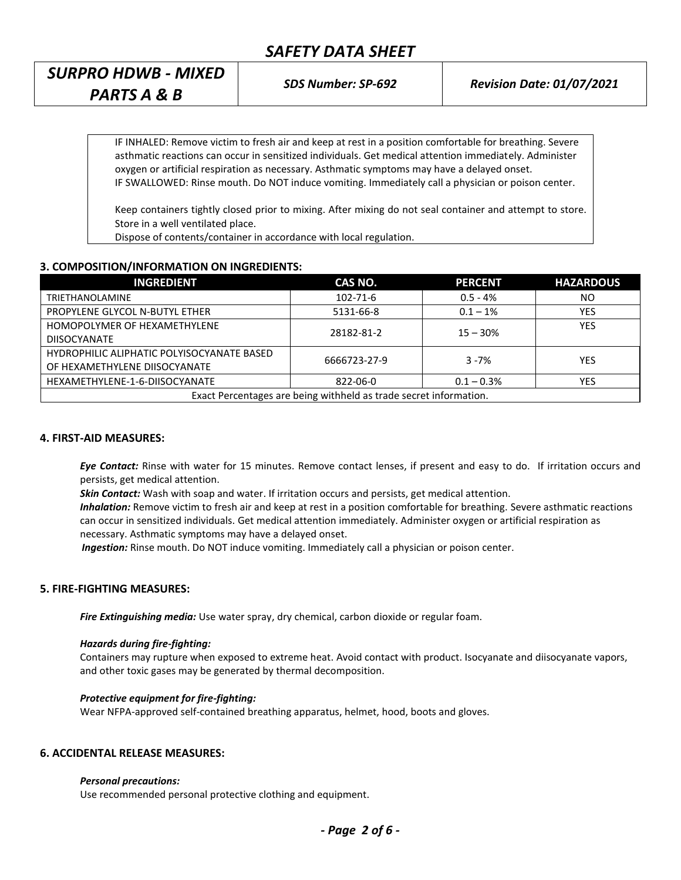IF INHALED: Remove victim to fresh air and keep at rest in a position comfortable for breathing. Severe asthmatic reactions can occur in sensitized individuals. Get medical attention immediately. Administer oxygen or artificial respiration as necessary. Asthmatic symptoms may have a delayed onset.
IF SWALLOWED: Rinse mouth. Do NOT induce vomiting. Immediately call a physician or poison center.

Keep containers tightly closed prior to mixing. After mixing do not seal container and attempt to store. Store in a well ventilated place.
Dispose of contents/container in accordance with local regulation.

### 3. COMPOSITION/INFORMATION ON INGREDIENTS:

| INGREDIENT | CAS NO. | PERCENT | HAZARDOUS |
|---|---|---|---|
| TRIETHANOLAMINE | 102-71-6 | 0.5 - 4% | NO |
| PROPYLENE GLYCOL N-BUTYL ETHER | 5131-66-8 | 0.1 – 1% | YES |
| HOMOPOLYMER OF HEXAMETHYLENE DIISOCYANATE | 28182-81-2 | 15 – 30% | YES |
| HYDROPHILIC ALIPHATIC POLYISOCYANATE BASED OF HEXAMETHYLENE DIISOCYANATE | 6666723-27-9 | 3 -7% | YES |
| HEXAMETHYLENE-1-6-DIISOCYANATE | 822-06-0 | 0.1 – 0.3% | YES |
| Exact Percentages are being withheld as trade secret information. | | | |

### 4. FIRST-AID MEASURES:

***Eye Contact:*** Rinse with water for 15 minutes. Remove contact lenses, if present and easy to do. If irritation occurs and persists, get medical attention.
***Skin Contact:*** Wash with soap and water. If irritation occurs and persists, get medical attention.
***Inhalation:*** Remove victim to fresh air and keep at rest in a position comfortable for breathing. Severe asthmatic reactions can occur in sensitized individuals. Get medical attention immediately. Administer oxygen or artificial respiration as necessary. Asthmatic symptoms may have a delayed onset.
***Ingestion:*** Rinse mouth. Do NOT induce vomiting. Immediately call a physician or poison center.

### 5. FIRE-FIGHTING MEASURES:

***Fire Extinguishing media:*** Use water spray, dry chemical, carbon dioxide or regular foam.

***Hazards during fire-fighting:***
Containers may rupture when exposed to extreme heat. Avoid contact with product. Isocyanate and diisocyanate vapors, and other toxic gases may be generated by thermal decomposition.

***Protective equipment for fire-fighting:***
Wear NFPA-approved self-contained breathing apparatus, helmet, hood, boots and gloves.

### 6. ACCIDENTAL RELEASE MEASURES:

***Personal precautions:***
Use recommended personal protective clothing and equipment.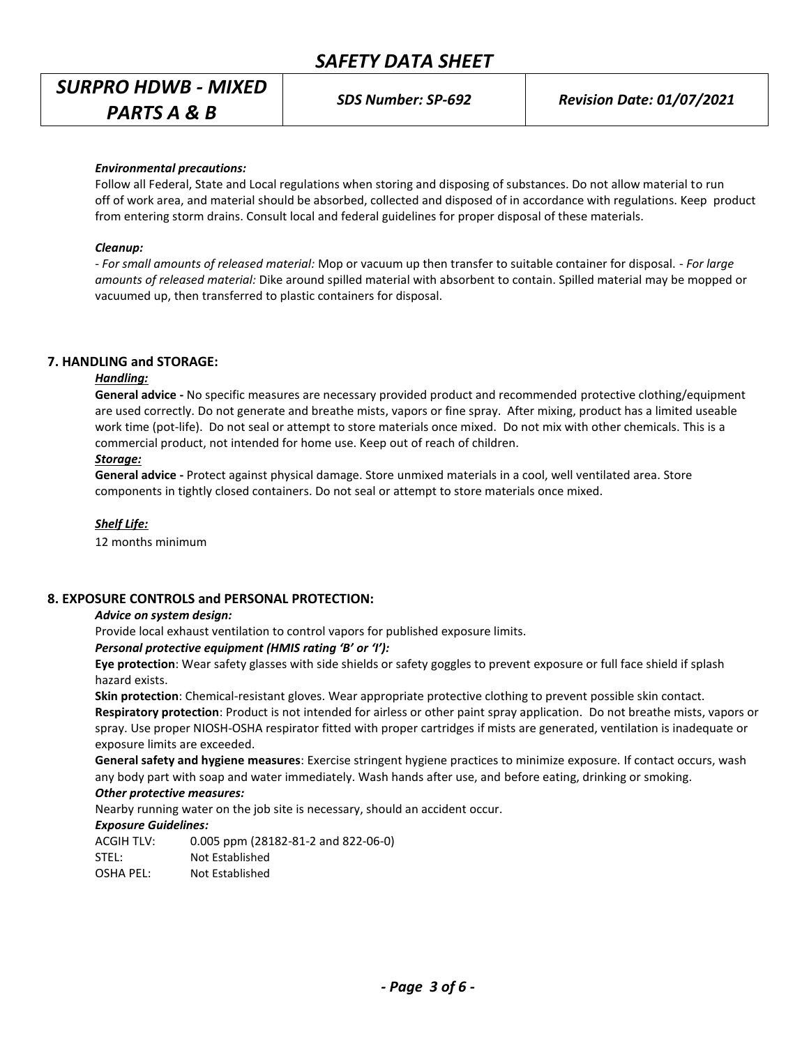***Environmental precautions:***

Follow all Federal, State and Local regulations when storing and disposing of substances. Do not allow material to run off of work area, and material should be absorbed, collected and disposed of in accordance with regulations. Keep product from entering storm drains. Consult local and federal guidelines for proper disposal of these materials.

***Cleanup:***

*- For small amounts of released material:* Mop or vacuum up then transfer to suitable container for disposal. *- For large amounts of released material:* Dike around spilled material with absorbent to contain. Spilled material may be mopped or vacuumed up, then transferred to plastic containers for disposal.

## 7. HANDLING and STORAGE:

***Handling:***

**General advice -** No specific measures are necessary provided product and recommended protective clothing/equipment are used correctly. Do not generate and breathe mists, vapors or fine spray. After mixing, product has a limited useable work time (pot-life). Do not seal or attempt to store materials once mixed. Do not mix with other chemicals. This is a commercial product, not intended for home use. Keep out of reach of children.

***Storage:***

**General advice -** Protect against physical damage. Store unmixed materials in a cool, well ventilated area. Store components in tightly closed containers. Do not seal or attempt to store materials once mixed.

***Shelf Life:***

12 months minimum

## 8. EXPOSURE CONTROLS and PERSONAL PROTECTION:

***Advice on system design:***

Provide local exhaust ventilation to control vapors for published exposure limits.

***Personal protective equipment (HMIS rating 'B' or 'I'):***

**Eye protection**: Wear safety glasses with side shields or safety goggles to prevent exposure or full face shield if splash hazard exists.

**Skin protection**: Chemical-resistant gloves. Wear appropriate protective clothing to prevent possible skin contact.

**Respiratory protection**: Product is not intended for airless or other paint spray application. Do not breathe mists, vapors or spray. Use proper NIOSH-OSHA respirator fitted with proper cartridges if mists are generated, ventilation is inadequate or exposure limits are exceeded.

**General safety and hygiene measures**: Exercise stringent hygiene practices to minimize exposure. If contact occurs, wash any body part with soap and water immediately. Wash hands after use, and before eating, drinking or smoking.

***Other protective measures:***

Nearby running water on the job site is necessary, should an accident occur.

***Exposure Guidelines:***

| | |
|---|---|
| ACGIH TLV: | 0.005 ppm (28182-81-2 and 822-06-0) |
| STEL: | Not Established |
| OSHA PEL: | Not Established |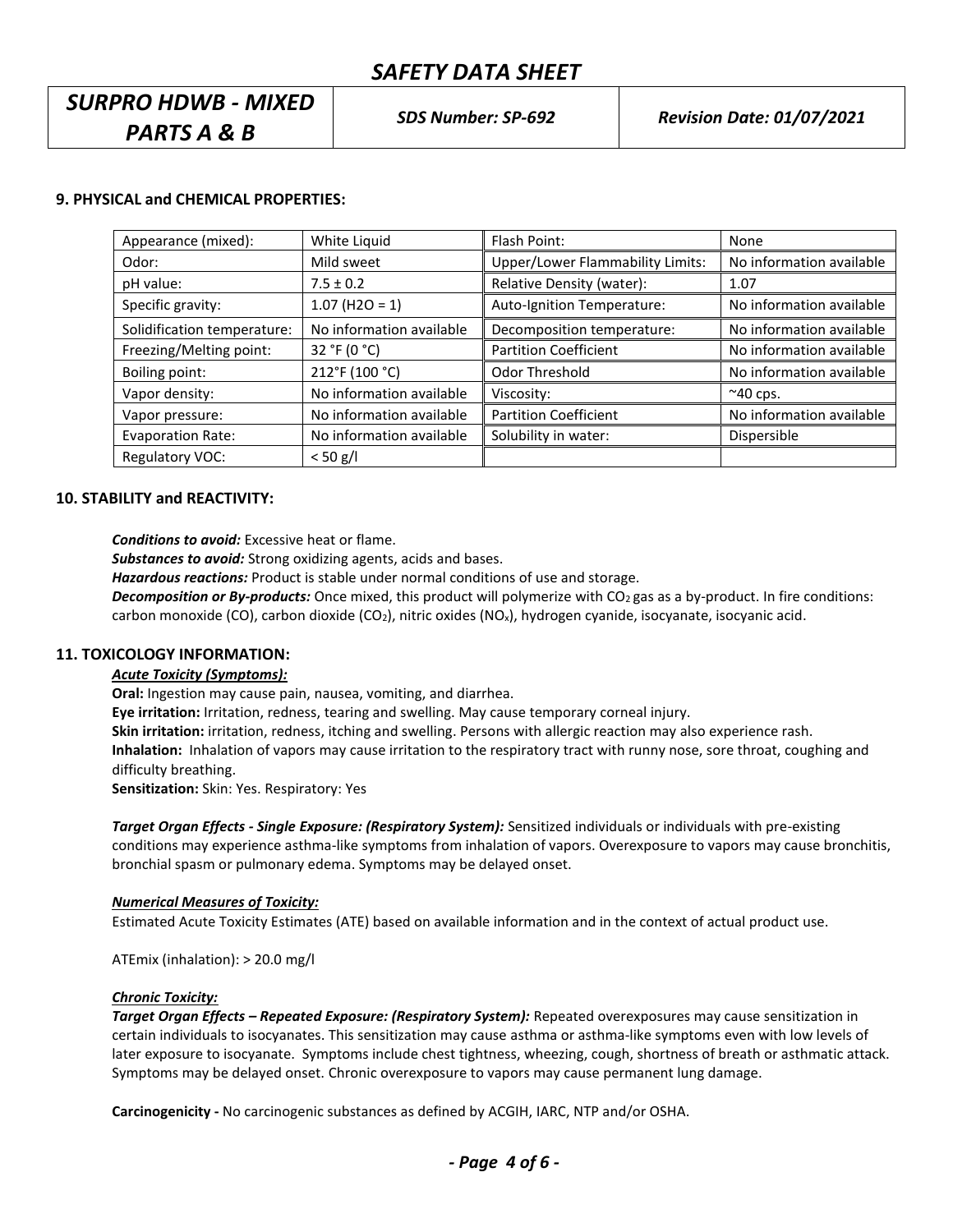## 9. PHYSICAL and CHEMICAL PROPERTIES:

| Appearance (mixed): | White Liquid | Flash Point: | None |
|---|---|---|---|
| Odor: | Mild sweet | Upper/Lower Flammability Limits: | No information available |
| pH value: | 7.5 ± 0.2 | Relative Density (water): | 1.07 |
| Specific gravity: | 1.07 (H2O = 1) | Auto-Ignition Temperature: | No information available |
| Solidification temperature: | No information available | Decomposition temperature: | No information available |
| Freezing/Melting point: | 32 °F (0 °C) | Partition Coefficient | No information available |
| Boiling point: | 212°F (100 °C) | Odor Threshold | No information available |
| Vapor density: | No information available | Viscosity: | ~40 cps. |
| Vapor pressure: | No information available | Partition Coefficient | No information available |
| Evaporation Rate: | No information available | Solubility in water: | Dispersible |
| Regulatory VOC: | < 50 g/l | | |

## 10. STABILITY and REACTIVITY:

***Conditions to avoid:*** Excessive heat or flame.

***Substances to avoid:*** Strong oxidizing agents, acids and bases.

***Hazardous reactions:*** Product is stable under normal conditions of use and storage.

***Decomposition or By-products:*** Once mixed, this product will polymerize with $CO_2$ gas as a by-product. In fire conditions: carbon monoxide (CO), carbon dioxide ($CO_2$), nitric oxides ($NO_x$), hydrogen cyanide, isocyanate, isocyanic acid.

## 11. TOXICOLOGY INFORMATION:

***Acute Toxicity (Symptoms):***

**Oral:** Ingestion may cause pain, nausea, vomiting, and diarrhea.

**Eye irritation:** Irritation, redness, tearing and swelling. May cause temporary corneal injury.

**Skin irritation:** irritation, redness, itching and swelling. Persons with allergic reaction may also experience rash.

**Inhalation:** Inhalation of vapors may cause irritation to the respiratory tract with runny nose, sore throat, coughing and difficulty breathing.

**Sensitization:** Skin: Yes. Respiratory: Yes

***Target Organ Effects - Single Exposure: (Respiratory System):*** Sensitized individuals or individuals with pre-existing conditions may experience asthma-like symptoms from inhalation of vapors. Overexposure to vapors may cause bronchitis, bronchial spasm or pulmonary edema. Symptoms may be delayed onset.

***Numerical Measures of Toxicity:***

Estimated Acute Toxicity Estimates (ATE) based on available information and in the context of actual product use.

ATEmix (inhalation): > 20.0 mg/l

***Chronic Toxicity:***

***Target Organ Effects – Repeated Exposure: (Respiratory System):*** Repeated overexposures may cause sensitization in certain individuals to isocyanates. This sensitization may cause asthma or asthma-like symptoms even with low levels of later exposure to isocyanate. Symptoms include chest tightness, wheezing, cough, shortness of breath or asthmatic attack. Symptoms may be delayed onset. Chronic overexposure to vapors may cause permanent lung damage.

**Carcinogenicity -** No carcinogenic substances as defined by ACGIH, IARC, NTP and/or OSHA.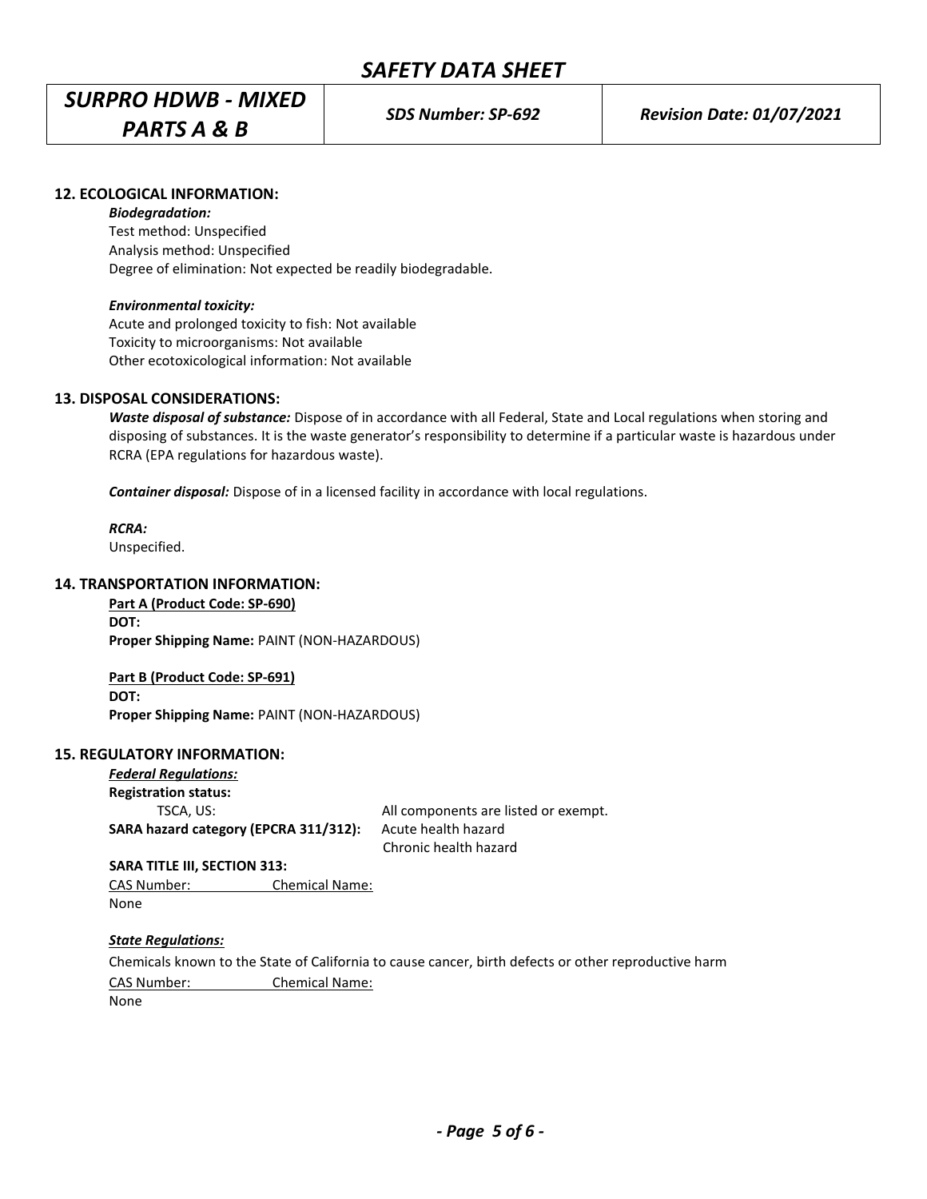## 12. ECOLOGICAL INFORMATION:

***Biodegradation:***

Test method: Unspecified
Analysis method: Unspecified
Degree of elimination: Not expected be readily biodegradable.

***Environmental toxicity:***

Acute and prolonged toxicity to fish: Not available
Toxicity to microorganisms: Not available
Other ecotoxicological information: Not available

## 13. DISPOSAL CONSIDERATIONS:

***Waste disposal of substance:*** Dispose of in accordance with all Federal, State and Local regulations when storing and disposing of substances. It is the waste generator's responsibility to determine if a particular waste is hazardous under RCRA (EPA regulations for hazardous waste).

***Container disposal:*** Dispose of in a licensed facility in accordance with local regulations.

***RCRA:***
Unspecified.

## 14. TRANSPORTATION INFORMATION:

**Part A (Product Code: SP-690)**
**DOT:**
**Proper Shipping Name:** PAINT (NON-HAZARDOUS)

**Part B (Product Code: SP-691)**
**DOT:**
**Proper Shipping Name:** PAINT (NON-HAZARDOUS)

## 15. REGULATORY INFORMATION:

***Federal Regulations:***

**Registration status:**

| | |
|---|---|
| TSCA, US: | All components are listed or exempt. |
| **SARA hazard category (EPCRA 311/312):** | Acute health hazard<br>Chronic health hazard |

**SARA TITLE III, SECTION 313:**

| CAS Number: | Chemical Name: |
|---|---|
| None | |

***State Regulations:***

Chemicals known to the State of California to cause cancer, birth defects or other reproductive harm

| CAS Number: | Chemical Name: |
|---|---|
| None | |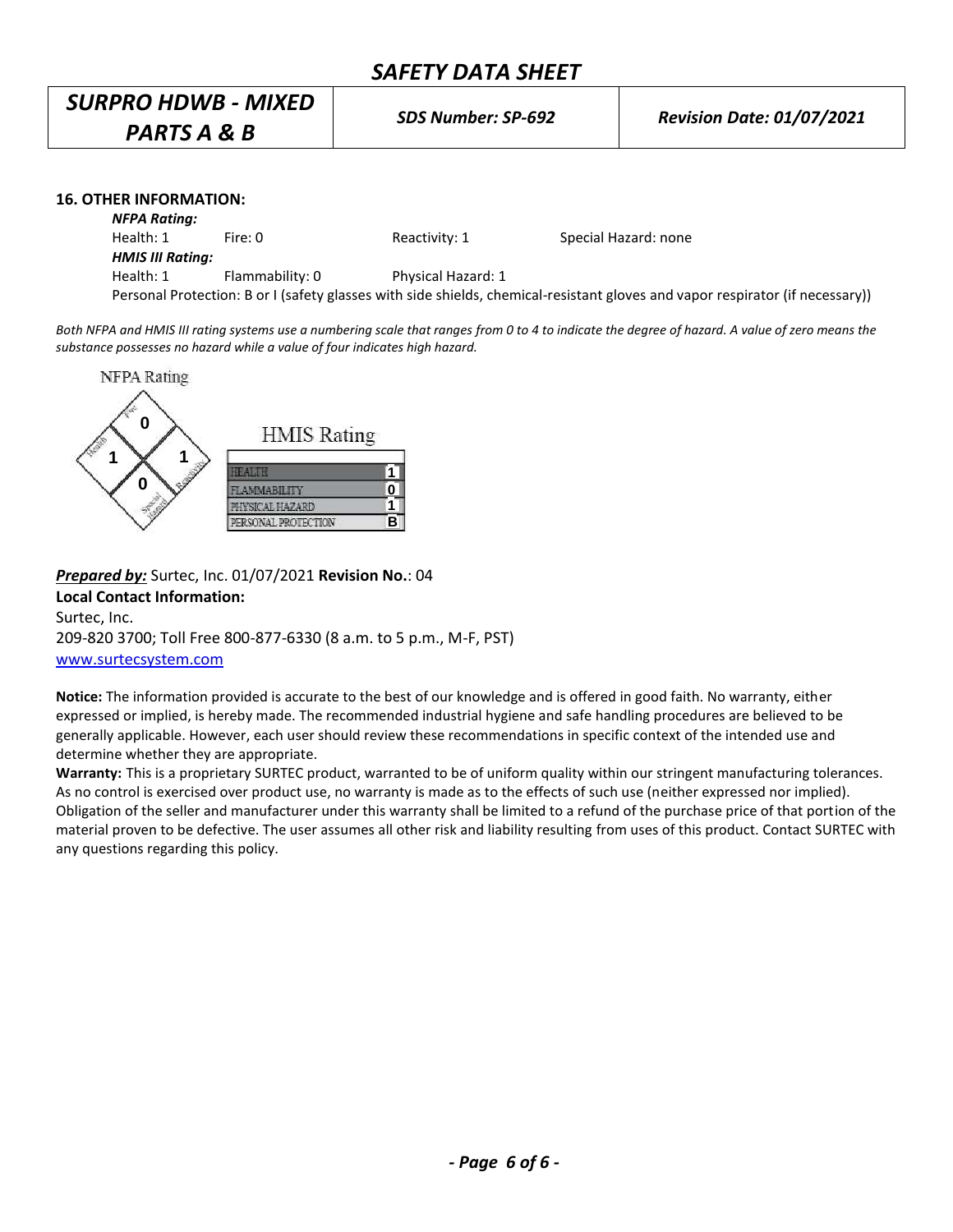**16. OTHER INFORMATION:**

***NFPA Rating:***

Health: 1 Fire: 0 Reactivity: 1 Special Hazard: none

***HMIS III Rating:***

Health: 1 Flammability: 0 Physical Hazard: 1

Personal Protection: B or I (safety glasses with side shields, chemical-resistant gloves and vapor respirator (if necessary))

*Both NFPA and HMIS III rating systems use a numbering scale that ranges from 0 to 4 to indicate the degree of hazard. A value of zero means the substance possesses no hazard while a value of four indicates high hazard.*

NFPA Rating

Fire: 0
Health: 1
Reactivity: 1
Special Hazard: 0

HMIS Rating

| | |
|---|---|
| HEALTH | 1 |
| FLAMMABILITY | 0 |
| PHYSICAL HAZARD | 1 |
| PERSONAL PROTECTION | B |

***Prepared by:*** Surtec, Inc. 01/07/2021 **Revision No.**: 04

**Local Contact Information:**

Surtec, Inc.

209-820 3700; Toll Free 800-877-6330 (8 a.m. to 5 p.m., M-F, PST)

[www.surtecsystem.com](http://www.surtecsystem.com)

**Notice:** The information provided is accurate to the best of our knowledge and is offered in good faith. No warranty, either expressed or implied, is hereby made. The recommended industrial hygiene and safe handling procedures are believed to be generally applicable. However, each user should review these recommendations in specific context of the intended use and determine whether they are appropriate.

**Warranty:** This is a proprietary SURTEC product, warranted to be of uniform quality within our stringent manufacturing tolerances. As no control is exercised over product use, no warranty is made as to the effects of such use (neither expressed nor implied). Obligation of the seller and manufacturer under this warranty shall be limited to a refund of the purchase price of that portion of the material proven to be defective. The user assumes all other risk and liability resulting from uses of this product. Contact SURTEC with any questions regarding this policy.